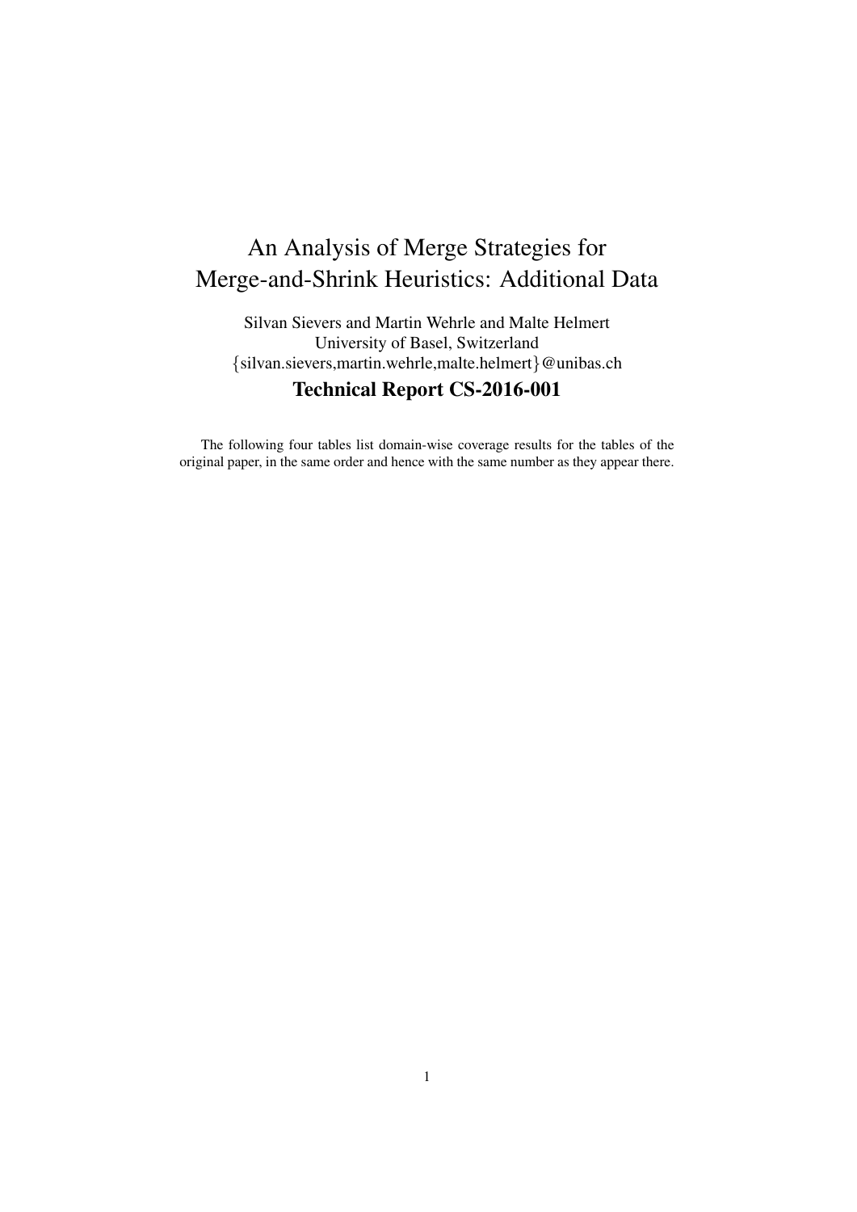# An Analysis of Merge Strategies for Merge-and-Shrink Heuristics: Additional Data

Silvan Sievers and Martin Wehrle and Malte Helmert
University of Basel, Switzerland
{silvan.sievers,martin.wehrle,malte.helmert}@unibas.ch

## Technical Report CS-2016-001

The following four tables list domain-wise coverage results for the tables of the original paper, in the same order and hence with the same number as they appear there.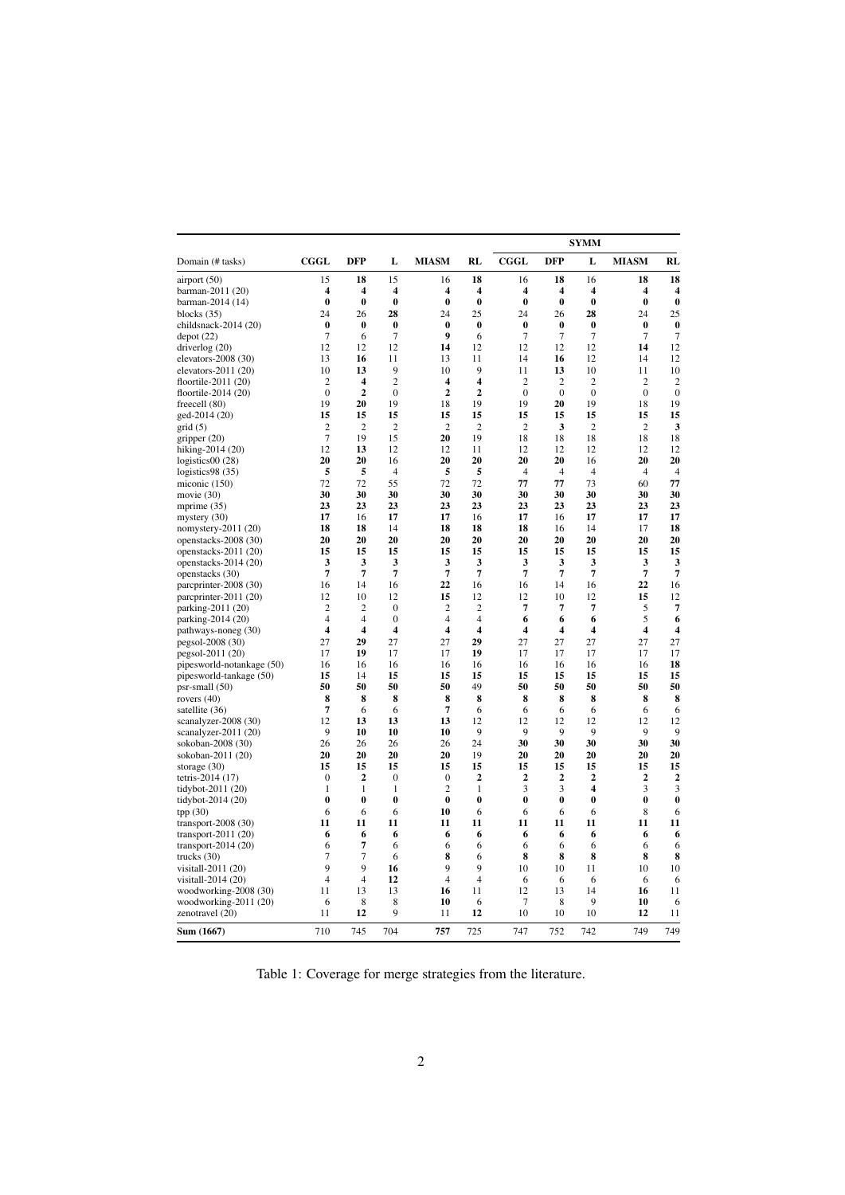| Domain (# tasks) | CGGL | DFP | L | MIASM | RL | SYMM CGGL | SYMM DFP | SYMM L | SYMM MIASM | SYMM RL |
|---|---|---|---|---|---|---|---|---|---|---|
| airport (50) | 15 | **18** | 15 | 16 | **18** | 16 | **18** | 16 | **18** | **18** |
| barman-2011 (20) | **4** | **4** | **4** | **4** | **4** | **4** | **4** | **4** | **4** | **4** |
| barman-2014 (14) | **0** | **0** | **0** | **0** | **0** | **0** | **0** | **0** | **0** | **0** |
| blocks (35) | 24 | 26 | **28** | 24 | 25 | 24 | 26 | **28** | 24 | 25 |
| childsnack-2014 (20) | **0** | **0** | **0** | **0** | **0** | **0** | **0** | **0** | **0** | **0** |
| depot (22) | 7 | 6 | 7 | **9** | 6 | 7 | 7 | 7 | 7 | 7 |
| driverlog (20) | 12 | 12 | 12 | **14** | 12 | 12 | 12 | 12 | **14** | 12 |
| elevators-2008 (30) | 13 | **16** | 11 | 13 | 11 | 14 | **16** | 12 | 14 | 12 |
| elevators-2011 (20) | 10 | **13** | 9 | 10 | 9 | 11 | **13** | 10 | 11 | 10 |
| floortile-2011 (20) | 2 | **4** | 2 | **4** | **4** | 2 | 2 | 2 | 2 | 2 |
| floortile-2014 (20) | 0 | **2** | 0 | **2** | **2** | 0 | 0 | 0 | 0 | 0 |
| freecell (80) | 19 | **20** | 19 | 18 | 19 | 19 | **20** | 19 | 18 | 19 |
| ged-2014 (20) | **15** | **15** | **15** | **15** | **15** | **15** | **15** | **15** | **15** | **15** |
| grid (5) | 2 | 2 | 2 | 2 | 2 | 2 | **3** | 2 | 2 | **3** |
| gripper (20) | 7 | 19 | 15 | **20** | 19 | 18 | 18 | 18 | 18 | 18 |
| hiking-2014 (20) | 12 | **13** | 12 | 12 | 11 | 12 | 12 | 12 | 12 | 12 |
| logistics00 (28) | **20** | **20** | 16 | **20** | **20** | **20** | **20** | 16 | **20** | **20** |
| logistics98 (35) | **5** | **5** | 4 | **5** | **5** | 4 | 4 | 4 | 4 | 4 |
| miconic (150) | 72 | 72 | 55 | 72 | 72 | **77** | **77** | 73 | 60 | **77** |
| movie (30) | **30** | **30** | **30** | **30** | **30** | **30** | **30** | **30** | **30** | **30** |
| mprime (35) | **23** | **23** | **23** | **23** | **23** | **23** | **23** | **23** | **23** | **23** |
| mystery (30) | **17** | 16 | **17** | **17** | 16 | **17** | 16 | **17** | **17** | **17** |
| nomystery-2011 (20) | **18** | **18** | 14 | **18** | **18** | **18** | 16 | 14 | 17 | **18** |
| openstacks-2008 (30) | **20** | **20** | **20** | **20** | **20** | **20** | **20** | **20** | **20** | **20** |
| openstacks-2011 (20) | **15** | **15** | **15** | **15** | **15** | **15** | **15** | **15** | **15** | **15** |
| openstacks-2014 (20) | **3** | **3** | **3** | **3** | **3** | **3** | **3** | **3** | **3** | **3** |
| openstacks (30) | **7** | **7** | **7** | **7** | **7** | **7** | **7** | **7** | **7** | **7** |
| parcprinter-2008 (30) | 16 | 14 | 16 | **22** | 16 | 16 | 14 | 16 | **22** | 16 |
| parcprinter-2011 (20) | 12 | 10 | 12 | **15** | 12 | 12 | 10 | 12 | **15** | 12 |
| parking-2011 (20) | 2 | 2 | 0 | 2 | 2 | **7** | **7** | **7** | 5 | **7** |
| parking-2014 (20) | 4 | 4 | 0 | 4 | 4 | **6** | **6** | **6** | 5 | **6** |
| pathways-noneg (30) | **4** | **4** | **4** | **4** | **4** | **4** | **4** | **4** | **4** | **4** |
| pegsol-2008 (30) | 27 | **29** | 27 | 27 | **29** | 27 | 27 | 27 | 27 | 27 |
| pegsol-2011 (20) | 17 | **19** | 17 | 17 | **19** | 17 | 17 | 17 | 17 | 17 |
| pipesworld-notankage (50) | 16 | 16 | 16 | 16 | 16 | 16 | 16 | 16 | 16 | **18** |
| pipesworld-tankage (50) | **15** | 14 | **15** | **15** | **15** | **15** | **15** | **15** | **15** | **15** |
| psr-small (50) | **50** | **50** | **50** | **50** | 49 | **50** | **50** | **50** | **50** | **50** |
| rovers (40) | **8** | **8** | **8** | **8** | **8** | **8** | **8** | **8** | **8** | **8** |
| satellite (36) | **7** | 6 | 6 | **7** | 6 | 6 | 6 | 6 | 6 | 6 |
| scanalyzer-2008 (30) | 12 | **13** | **13** | **13** | 12 | 12 | 12 | 12 | 12 | 12 |
| scanalyzer-2011 (20) | 9 | **10** | **10** | **10** | 9 | 9 | 9 | 9 | 9 | 9 |
| sokoban-2008 (30) | 26 | 26 | 26 | 26 | 24 | **30** | **30** | **30** | **30** | **30** |
| sokoban-2011 (20) | **20** | **20** | **20** | **20** | 19 | **20** | **20** | **20** | **20** | **20** |
| storage (30) | **15** | **15** | **15** | **15** | **15** | **15** | **15** | **15** | **15** | **15** |
| tetris-2014 (17) | 0 | **2** | 0 | 0 | **2** | **2** | **2** | **2** | **2** | **2** |
| tidybot-2011 (20) | 1 | 1 | 1 | 2 | 1 | 3 | 3 | **4** | 3 | 3 |
| tidybot-2014 (20) | **0** | **0** | **0** | **0** | **0** | **0** | **0** | **0** | **0** | **0** |
| tpp (30) | 6 | 6 | 6 | **10** | 6 | 6 | 6 | 6 | 8 | 6 |
| transport-2008 (30) | **11** | **11** | **11** | **11** | **11** | **11** | **11** | **11** | **11** | **11** |
| transport-2011 (20) | **6** | **6** | **6** | **6** | **6** | **6** | **6** | **6** | **6** | **6** |
| transport-2014 (20) | 6 | **7** | 6 | 6 | 6 | 6 | 6 | 6 | 6 | 6 |
| trucks (30) | 7 | 7 | 6 | **8** | 6 | **8** | **8** | **8** | **8** | **8** |
| visitall-2011 (20) | 9 | 9 | **16** | 9 | 9 | 10 | 10 | 11 | 10 | 10 |
| visitall-2014 (20) | 4 | 4 | **12** | 4 | 4 | 6 | 6 | 6 | 6 | 6 |
| woodworking-2008 (30) | 11 | 13 | 13 | **16** | 11 | 12 | 13 | 14 | **16** | 11 |
| woodworking-2011 (20) | 6 | 8 | 8 | **10** | 6 | 7 | 8 | 9 | **10** | 6 |
| zenotravel (20) | 11 | **12** | 9 | 11 | **12** | 10 | 10 | 10 | **12** | 11 |
| **Sum (1667)** | 710 | 745 | 704 | **757** | 725 | 747 | 752 | 742 | 749 | 749 |

Table 1: Coverage for merge strategies from the literature.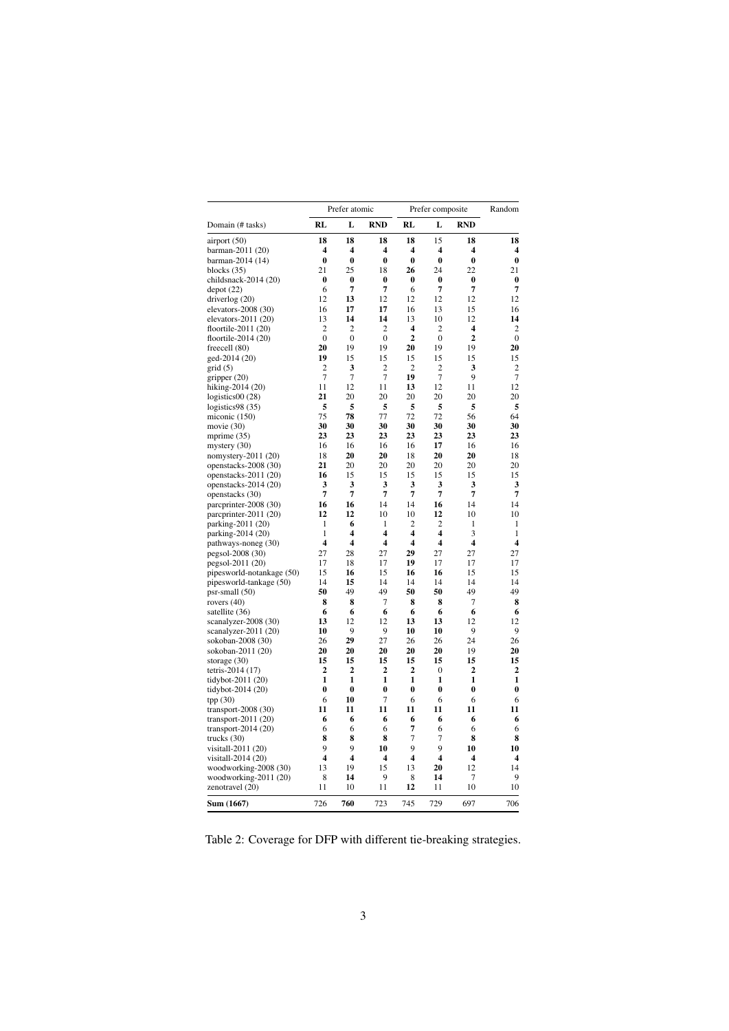| | Prefer atomic | | | Prefer composite | | | Random |
|---|---|---|---|---|---|---|---|
| Domain (# tasks) | RL | L | RND | RL | L | RND | |
| airport (50) | **18** | **18** | **18** | **18** | 15 | **18** | **18** |
| barman-2011 (20) | **4** | **4** | **4** | **4** | **4** | **4** | **4** |
| barman-2014 (14) | **0** | **0** | **0** | **0** | **0** | **0** | **0** |
| blocks (35) | 21 | 25 | 18 | **26** | 24 | 22 | 21 |
| childsnack-2014 (20) | **0** | **0** | **0** | **0** | **0** | **0** | **0** |
| depot (22) | 6 | **7** | **7** | 6 | **7** | **7** | **7** |
| driverlog (20) | 12 | **13** | 12 | 12 | 12 | 12 | 12 |
| elevators-2008 (30) | 16 | **17** | **17** | 16 | 13 | 15 | 16 |
| elevators-2011 (20) | 13 | **14** | **14** | 13 | 10 | 12 | **14** |
| floortile-2011 (20) | 2 | 2 | 2 | **4** | 2 | **4** | 2 |
| floortile-2014 (20) | 0 | 0 | 0 | **2** | 0 | **2** | 0 |
| freecell (80) | **20** | 19 | 19 | **20** | 19 | 19 | **20** |
| ged-2014 (20) | **19** | 15 | 15 | 15 | 15 | 15 | 15 |
| grid (5) | 2 | **3** | 2 | 2 | 2 | **3** | 2 |
| gripper (20) | 7 | 7 | 7 | **19** | 7 | 9 | 7 |
| hiking-2014 (20) | 11 | 12 | 11 | **13** | 12 | 11 | 12 |
| logistics00 (28) | **21** | 20 | 20 | 20 | 20 | 20 | 20 |
| logistics98 (35) | **5** | **5** | **5** | **5** | **5** | **5** | **5** |
| miconic (150) | 75 | **78** | 77 | 72 | 72 | 56 | 64 |
| movie (30) | **30** | **30** | **30** | **30** | **30** | **30** | **30** |
| mprime (35) | **23** | **23** | **23** | **23** | **23** | **23** | **23** |
| mystery (30) | 16 | 16 | 16 | 16 | **17** | 16 | 16 |
| nomystery-2011 (20) | 18 | **20** | **20** | 18 | **20** | **20** | 18 |
| openstacks-2008 (30) | **21** | 20 | 20 | 20 | 20 | 20 | 20 |
| openstacks-2011 (20) | **16** | 15 | 15 | 15 | 15 | 15 | 15 |
| openstacks-2014 (20) | **3** | **3** | **3** | **3** | **3** | **3** | **3** |
| openstacks (30) | **7** | **7** | **7** | **7** | **7** | **7** | **7** |
| parcprinter-2008 (30) | **16** | **16** | 14 | 14 | **16** | 14 | 14 |
| parcprinter-2011 (20) | **12** | **12** | 10 | 10 | **12** | 10 | 10 |
| parking-2011 (20) | 1 | **6** | 1 | 2 | 2 | 1 | 1 |
| parking-2014 (20) | 1 | **4** | **4** | **4** | **4** | 3 | 1 |
| pathways-noneg (30) | **4** | **4** | **4** | **4** | **4** | **4** | **4** |
| pegsol-2008 (30) | 27 | 28 | 27 | **29** | 27 | 27 | 27 |
| pegsol-2011 (20) | 17 | 18 | 17 | **19** | 17 | 17 | 17 |
| pipesworld-notankage (50) | 15 | **16** | 15 | **16** | **16** | 15 | 15 |
| pipesworld-tankage (50) | 14 | **15** | 14 | 14 | 14 | 14 | 14 |
| psr-small (50) | **50** | 49 | 49 | **50** | **50** | 49 | 49 |
| rovers (40) | **8** | **8** | 7 | **8** | **8** | 7 | **8** |
| satellite (36) | **6** | **6** | **6** | **6** | **6** | **6** | **6** |
| scanalyzer-2008 (30) | **13** | 12 | 12 | **13** | **13** | 12 | 12 |
| scanalyzer-2011 (20) | **10** | 9 | 9 | **10** | **10** | 9 | 9 |
| sokoban-2008 (30) | 26 | **29** | 27 | 26 | 26 | 24 | 26 |
| sokoban-2011 (20) | **20** | **20** | **20** | **20** | **20** | 19 | **20** |
| storage (30) | **15** | **15** | **15** | **15** | **15** | **15** | **15** |
| tetris-2014 (17) | **2** | **2** | **2** | **2** | 0 | **2** | **2** |
| tidybot-2011 (20) | **1** | **1** | **1** | **1** | **1** | **1** | **1** |
| tidybot-2014 (20) | **0** | **0** | **0** | **0** | **0** | **0** | **0** |
| tpp (30) | 6 | **10** | 7 | 6 | 6 | 6 | 6 |
| transport-2008 (30) | **11** | **11** | **11** | **11** | **11** | **11** | **11** |
| transport-2011 (20) | **6** | **6** | **6** | **6** | **6** | **6** | **6** |
| transport-2014 (20) | 6 | 6 | 6 | **7** | 6 | 6 | 6 |
| trucks (30) | **8** | **8** | **8** | 7 | 7 | **8** | **8** |
| visitall-2011 (20) | 9 | 9 | **10** | 9 | 9 | **10** | **10** |
| visitall-2014 (20) | **4** | **4** | **4** | **4** | **4** | **4** | **4** |
| woodworking-2008 (30) | 13 | 19 | 15 | 13 | **20** | 12 | 14 |
| woodworking-2011 (20) | 8 | **14** | 9 | 8 | **14** | 7 | 9 |
| zenotravel (20) | 11 | 10 | 11 | **12** | 11 | 10 | 10 |
| **Sum (1667)** | 726 | **760** | 723 | 745 | 729 | 697 | 706 |

Table 2: Coverage for DFP with different tie-breaking strategies.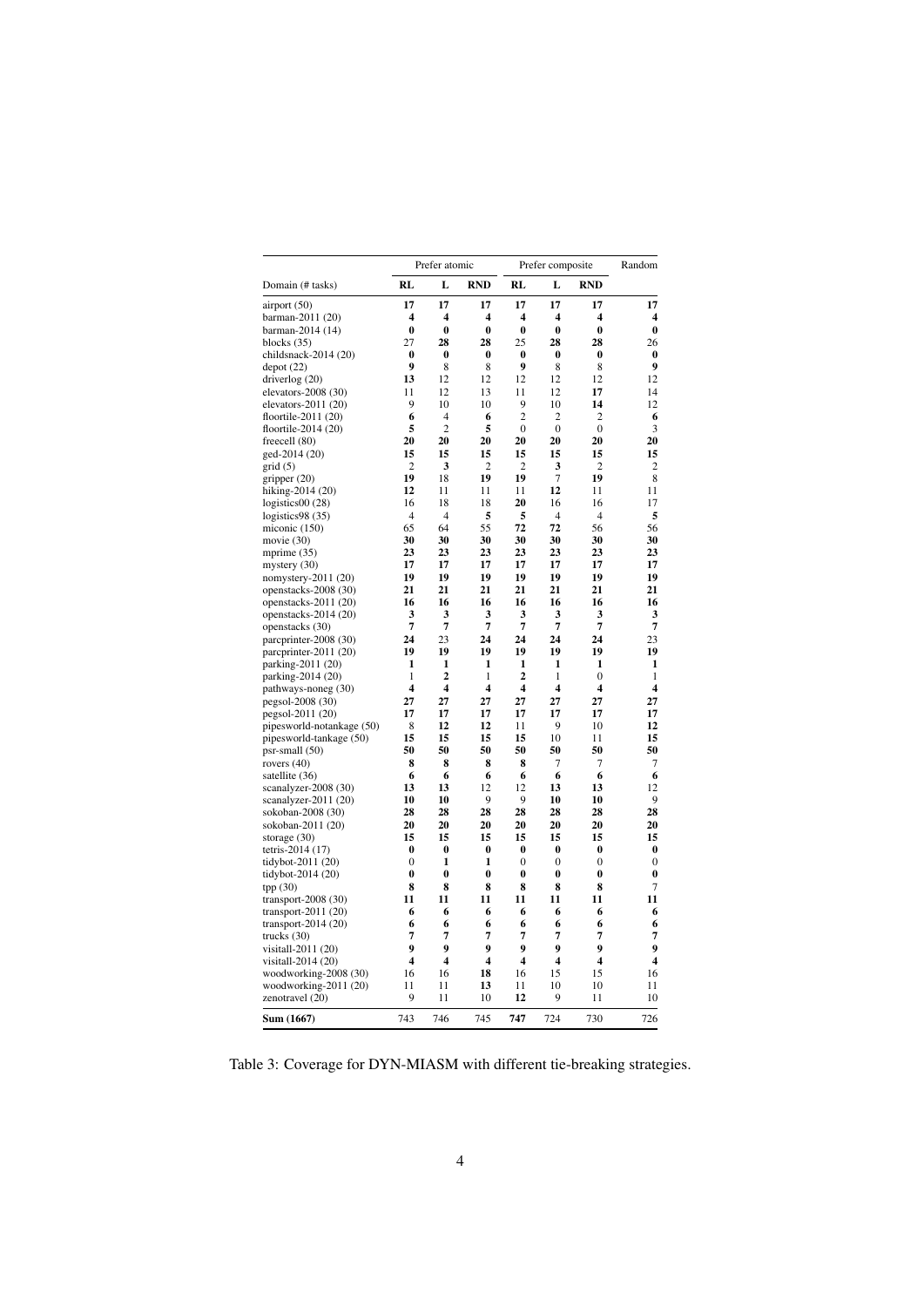| Domain (# tasks) | Prefer atomic | | | Prefer composite | | | Random |
|---|---|---|---|---|---|---|---|
| | **RL** | **L** | **RND** | **RL** | **L** | **RND** | |
| airport (50) | **17** | **17** | **17** | **17** | **17** | **17** | **17** |
| barman-2011 (20) | **4** | **4** | **4** | **4** | **4** | **4** | **4** |
| barman-2014 (14) | **0** | **0** | **0** | **0** | **0** | **0** | **0** |
| blocks (35) | 27 | **28** | **28** | 25 | **28** | **28** | 26 |
| childsnack-2014 (20) | **0** | **0** | **0** | **0** | **0** | **0** | **0** |
| depot (22) | **9** | 8 | 8 | **9** | 8 | 8 | **9** |
| driverlog (20) | **13** | 12 | 12 | 12 | 12 | 12 | 12 |
| elevators-2008 (30) | 11 | 12 | 13 | 11 | 12 | **17** | 14 |
| elevators-2011 (20) | 9 | 10 | 10 | 9 | 10 | **14** | 12 |
| floortile-2011 (20) | **6** | 4 | **6** | 2 | 2 | 2 | **6** |
| floortile-2014 (20) | **5** | 2 | **5** | 0 | 0 | 0 | 3 |
| freecell (80) | **20** | **20** | **20** | **20** | **20** | **20** | **20** |
| ged-2014 (20) | **15** | **15** | **15** | **15** | **15** | **15** | **15** |
| grid (5) | 2 | **3** | 2 | 2 | **3** | 2 | 2 |
| gripper (20) | **19** | 18 | **19** | **19** | 7 | **19** | 8 |
| hiking-2014 (20) | **12** | 11 | 11 | 11 | **12** | 11 | 11 |
| logistics00 (28) | 16 | 18 | 18 | **20** | 16 | 16 | 17 |
| logistics98 (35) | 4 | 4 | **5** | **5** | 4 | 4 | **5** |
| miconic (150) | 65 | 64 | 55 | **72** | **72** | 56 | 56 |
| movie (30) | **30** | **30** | **30** | **30** | **30** | **30** | **30** |
| mprime (35) | **23** | **23** | **23** | **23** | **23** | **23** | **23** |
| mystery (30) | **17** | **17** | **17** | **17** | **17** | **17** | **17** |
| nomystery-2011 (20) | **19** | **19** | **19** | **19** | **19** | **19** | **19** |
| openstacks-2008 (30) | **21** | **21** | **21** | **21** | **21** | **21** | **21** |
| openstacks-2011 (20) | **16** | **16** | **16** | **16** | **16** | **16** | **16** |
| openstacks-2014 (20) | **3** | **3** | **3** | **3** | **3** | **3** | **3** |
| openstacks (30) | **7** | **7** | **7** | **7** | **7** | **7** | **7** |
| parcprinter-2008 (30) | **24** | 23 | **24** | **24** | **24** | **24** | 23 |
| parcprinter-2011 (20) | **19** | **19** | **19** | **19** | **19** | **19** | **19** |
| parking-2011 (20) | **1** | **1** | **1** | **1** | **1** | **1** | **1** |
| parking-2014 (20) | 1 | **2** | 1 | **2** | 1 | 0 | 1 |
| pathways-noneg (30) | **4** | **4** | **4** | **4** | **4** | **4** | **4** |
| pegsol-2008 (30) | **27** | **27** | **27** | **27** | **27** | **27** | **27** |
| pegsol-2011 (20) | **17** | **17** | **17** | **17** | **17** | **17** | **17** |
| pipesworld-notankage (50) | 8 | **12** | **12** | 11 | 9 | 10 | **12** |
| pipesworld-tankage (50) | **15** | **15** | **15** | **15** | 10 | 11 | **15** |
| psr-small (50) | **50** | **50** | **50** | **50** | **50** | **50** | **50** |
| rovers (40) | **8** | **8** | **8** | **8** | 7 | 7 | 7 |
| satellite (36) | **6** | **6** | **6** | **6** | **6** | **6** | **6** |
| scanalyzer-2008 (30) | **13** | **13** | 12 | 12 | **13** | **13** | 12 |
| scanalyzer-2011 (20) | **10** | **10** | 9 | 9 | **10** | **10** | 9 |
| sokoban-2008 (30) | **28** | **28** | **28** | **28** | **28** | **28** | **28** |
| sokoban-2011 (20) | **20** | **20** | **20** | **20** | **20** | **20** | **20** |
| storage (30) | **15** | **15** | **15** | **15** | **15** | **15** | **15** |
| tetris-2014 (17) | **0** | **0** | **0** | **0** | **0** | **0** | **0** |
| tidybot-2011 (20) | 0 | **1** | **1** | 0 | 0 | 0 | 0 |
| tidybot-2014 (20) | **0** | **0** | **0** | **0** | **0** | **0** | **0** |
| tpp (30) | **8** | **8** | **8** | **8** | **8** | **8** | 7 |
| transport-2008 (30) | **11** | **11** | **11** | **11** | **11** | **11** | **11** |
| transport-2011 (20) | **6** | **6** | **6** | **6** | **6** | **6** | **6** |
| transport-2014 (20) | **6** | **6** | **6** | **6** | **6** | **6** | **6** |
| trucks (30) | **7** | **7** | **7** | **7** | **7** | **7** | **7** |
| visitall-2011 (20) | **9** | **9** | **9** | **9** | **9** | **9** | **9** |
| visitall-2014 (20) | **4** | **4** | **4** | **4** | **4** | **4** | **4** |
| woodworking-2008 (30) | 16 | 16 | **18** | 16 | 15 | 15 | 16 |
| woodworking-2011 (20) | 11 | 11 | **13** | 11 | 10 | 10 | 11 |
| zenotravel (20) | 9 | 11 | 10 | **12** | 9 | 11 | 10 |
| **Sum (1667)** | 743 | 746 | 745 | **747** | 724 | 730 | 726 |

Table 3: Coverage for DYN-MIASM with different tie-breaking strategies.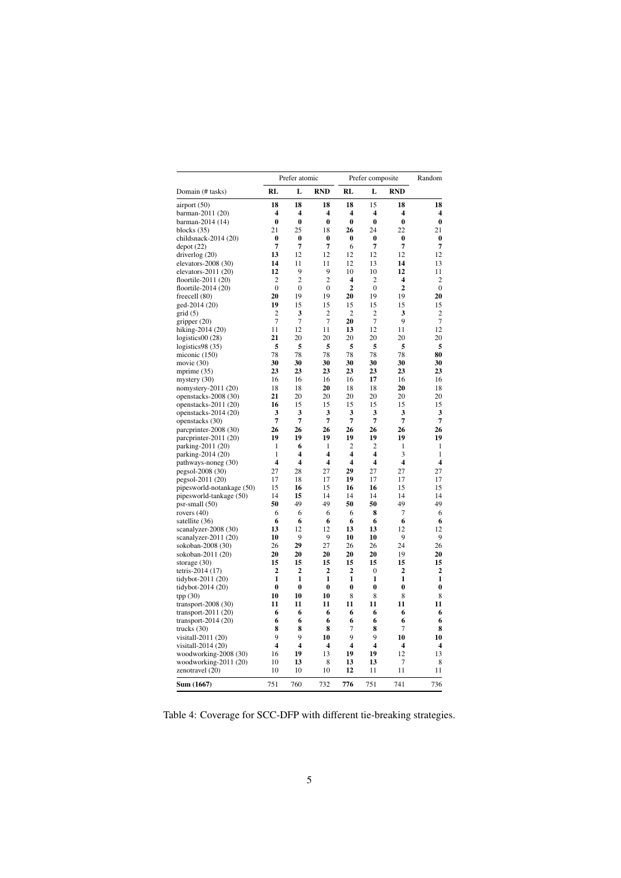| | Prefer atomic | | | Prefer composite | | | Random |
|---|---|---|---|---|---|---|---|
| Domain (# tasks) | RL | L | RND | RL | L | RND | |
| airport (50) | **18** | **18** | **18** | **18** | 15 | **18** | **18** |
| barman-2011 (20) | **4** | **4** | **4** | **4** | **4** | **4** | **4** |
| barman-2014 (14) | **0** | **0** | **0** | **0** | **0** | **0** | **0** |
| blocks (35) | 21 | 25 | 18 | **26** | 24 | 22 | 21 |
| childsnack-2014 (20) | **0** | **0** | **0** | **0** | **0** | **0** | **0** |
| depot (22) | **7** | **7** | **7** | 6 | **7** | **7** | **7** |
| driverlog (20) | **13** | 12 | 12 | 12 | 12 | 12 | 12 |
| elevators-2008 (30) | **14** | 11 | 11 | 12 | 13 | **14** | 13 |
| elevators-2011 (20) | **12** | 9 | 9 | 10 | 10 | **12** | 11 |
| floortile-2011 (20) | 2 | 2 | 2 | **4** | 2 | **4** | 2 |
| floortile-2014 (20) | 0 | 0 | 0 | **2** | 0 | **2** | 0 |
| freecell (80) | **20** | 19 | 19 | **20** | 19 | 19 | **20** |
| ged-2014 (20) | **19** | 15 | 15 | 15 | 15 | 15 | 15 |
| grid (5) | 2 | **3** | 2 | 2 | 2 | **3** | 2 |
| gripper (20) | 7 | 7 | 7 | **20** | 7 | 9 | 7 |
| hiking-2014 (20) | 11 | 12 | 11 | **13** | 12 | 11 | 12 |
| logistics00 (28) | **21** | 20 | 20 | 20 | 20 | 20 | 20 |
| logistics98 (35) | **5** | **5** | **5** | **5** | **5** | **5** | **5** |
| miconic (150) | 78 | 78 | 78 | 78 | 78 | 78 | **80** |
| movie (30) | **30** | **30** | **30** | **30** | **30** | **30** | **30** |
| mprime (35) | **23** | **23** | **23** | **23** | **23** | **23** | **23** |
| mystery (30) | 16 | 16 | 16 | 16 | **17** | 16 | 16 |
| nomystery-2011 (20) | 18 | 18 | **20** | 18 | 18 | **20** | 18 |
| openstacks-2008 (30) | **21** | 20 | 20 | 20 | 20 | 20 | 20 |
| openstacks-2011 (20) | **16** | 15 | 15 | 15 | 15 | 15 | 15 |
| openstacks-2014 (20) | **3** | **3** | **3** | **3** | **3** | **3** | **3** |
| openstacks (30) | **7** | **7** | **7** | **7** | **7** | **7** | **7** |
| parcprinter-2008 (30) | **26** | **26** | **26** | **26** | **26** | **26** | **26** |
| parcprinter-2011 (20) | **19** | **19** | **19** | **19** | **19** | **19** | **19** |
| parking-2011 (20) | 1 | **6** | 1 | 2 | 2 | 1 | 1 |
| parking-2014 (20) | 1 | **4** | **4** | **4** | **4** | 3 | 1 |
| pathways-noneg (30) | **4** | **4** | **4** | **4** | **4** | **4** | **4** |
| pegsol-2008 (30) | 27 | 28 | 27 | **29** | 27 | 27 | 27 |
| pegsol-2011 (20) | 17 | 18 | 17 | **19** | 17 | 17 | 17 |
| pipesworld-notankage (50) | 15 | **16** | 15 | **16** | **16** | 15 | 15 |
| pipesworld-tankage (50) | 14 | **15** | 14 | 14 | 14 | 14 | 14 |
| psr-small (50) | **50** | 49 | 49 | **50** | **50** | 49 | 49 |
| rovers (40) | 6 | 6 | 6 | 6 | **8** | 7 | 6 |
| satellite (36) | **6** | **6** | **6** | **6** | **6** | **6** | **6** |
| scanalyzer-2008 (30) | **13** | 12 | 12 | **13** | **13** | 12 | 12 |
| scanalyzer-2011 (20) | **10** | 9 | 9 | **10** | **10** | 9 | 9 |
| sokoban-2008 (30) | 26 | **29** | 27 | 26 | 26 | 24 | 26 |
| sokoban-2011 (20) | **20** | **20** | **20** | **20** | **20** | 19 | **20** |
| storage (30) | **15** | **15** | **15** | **15** | **15** | **15** | **15** |
| tetris-2014 (17) | **2** | **2** | **2** | **2** | 0 | **2** | **2** |
| tidybot-2011 (20) | **1** | **1** | **1** | **1** | **1** | **1** | **1** |
| tidybot-2014 (20) | **0** | **0** | **0** | **0** | **0** | **0** | **0** |
| tpp (30) | **10** | **10** | **10** | 8 | 8 | 8 | 8 |
| transport-2008 (30) | **11** | **11** | **11** | **11** | **11** | **11** | **11** |
| transport-2011 (20) | **6** | **6** | **6** | **6** | **6** | **6** | **6** |
| transport-2014 (20) | **6** | **6** | **6** | **6** | **6** | **6** | **6** |
| trucks (30) | **8** | **8** | **8** | 7 | **8** | 7 | **8** |
| visitall-2011 (20) | 9 | 9 | **10** | 9 | 9 | **10** | **10** |
| visitall-2014 (20) | **4** | **4** | **4** | **4** | **4** | **4** | **4** |
| woodworking-2008 (30) | 16 | **19** | 13 | **19** | **19** | 12 | 13 |
| woodworking-2011 (20) | 10 | **13** | 8 | **13** | **13** | 7 | 8 |
| zenotravel (20) | 10 | 10 | 10 | **12** | 11 | 11 | 11 |
| **Sum (1667)** | 751 | 760 | 732 | **776** | 751 | 741 | 736 |

Table 4: Coverage for SCC-DFP with different tie-breaking strategies.